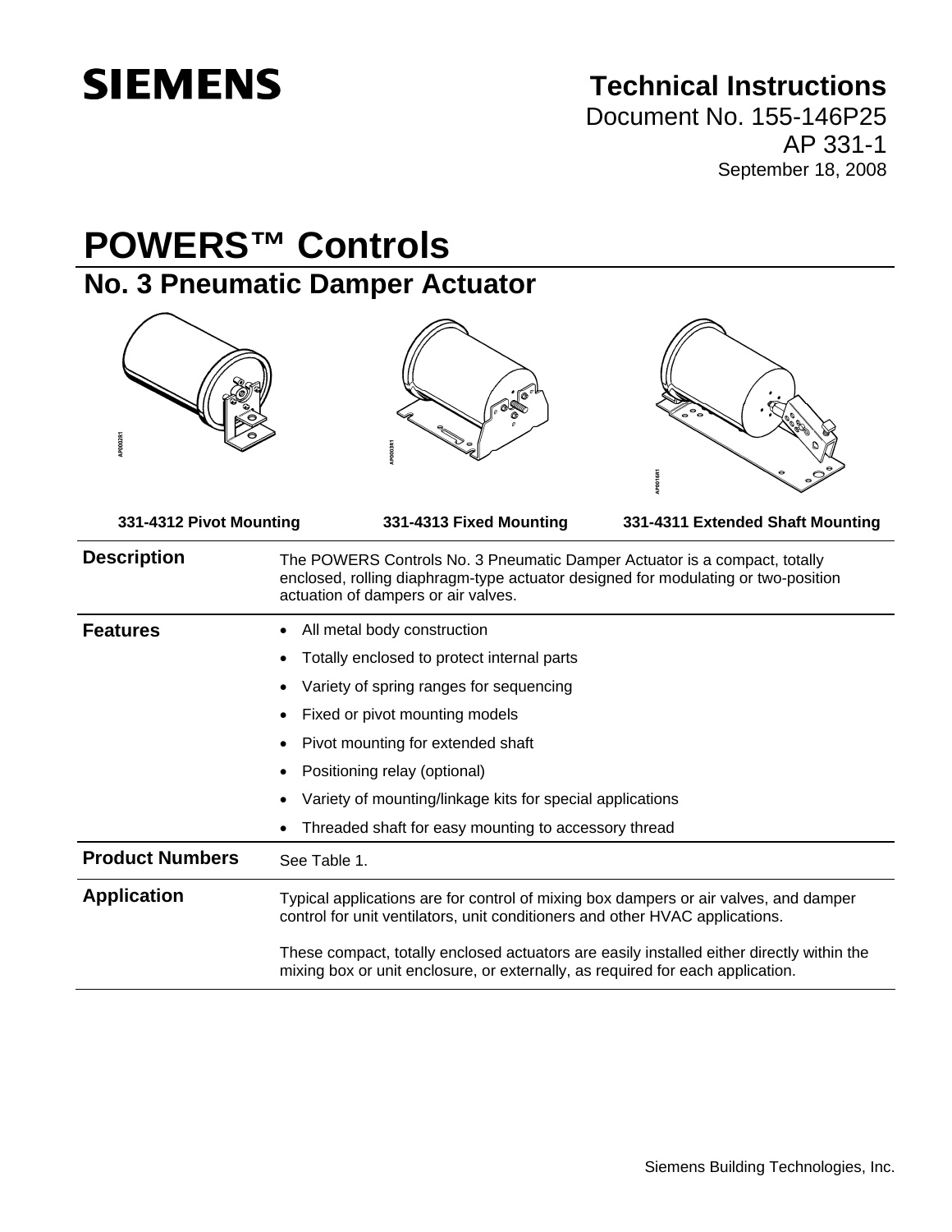SIEMENS

# Technical Instructions

Document No. 155-146P25

AP 331-1

September 18, 2008

# POWERS™ Controls

## No. 3 Pneumatic Damper Actuator

**331-4312 Pivot Mounting** **331-4313 Fixed Mounting** **331-4311 Extended Shaft Mounting**

### Description

The POWERS Controls No. 3 Pneumatic Damper Actuator is a compact, totally enclosed, rolling diaphragm-type actuator designed for modulating or two-position actuation of dampers or air valves.

### Features

- All metal body construction
- Totally enclosed to protect internal parts
- Variety of spring ranges for sequencing
- Fixed or pivot mounting models
- Pivot mounting for extended shaft
- Positioning relay (optional)
- Variety of mounting/linkage kits for special applications
- Threaded shaft for easy mounting to accessory thread

### Product Numbers

See Table 1.

### Application

Typical applications are for control of mixing box dampers or air valves, and damper control for unit ventilators, unit conditioners and other HVAC applications.

These compact, totally enclosed actuators are easily installed either directly within the mixing box or unit enclosure, or externally, as required for each application.

Siemens Building Technologies, Inc.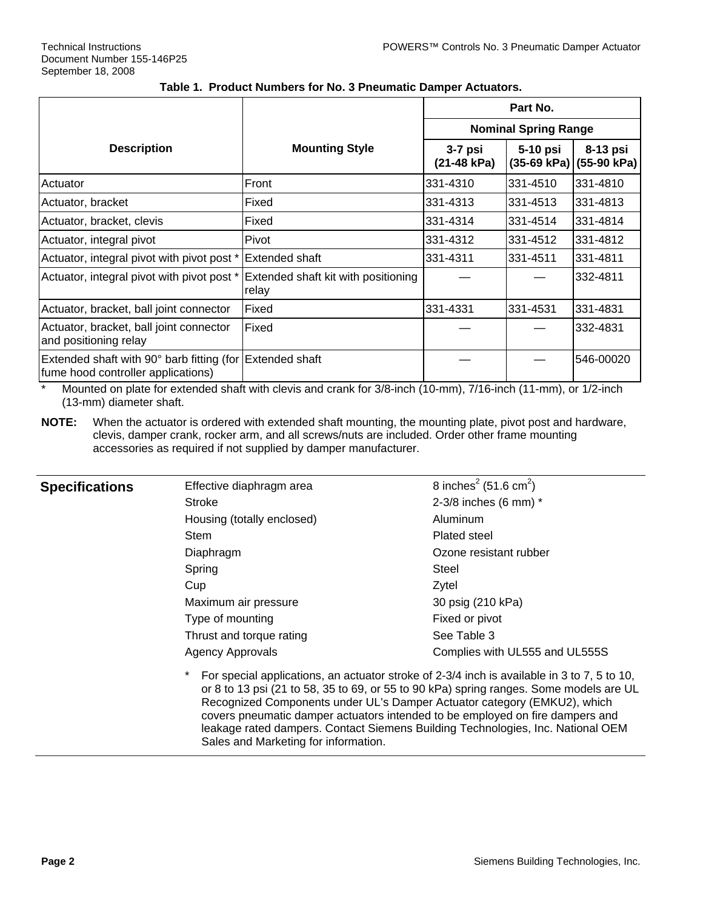**Table 1. Product Numbers for No. 3 Pneumatic Damper Actuators.**

| Description | Mounting Style | Part No. | | |
|---|---|---|---|---|
| | | Nominal Spring Range | | |
| | | 3-7 psi (21-48 kPa) | 5-10 psi (35-69 kPa) | 8-13 psi (55-90 kPa) |
| Actuator | Front | 331-4310 | 331-4510 | 331-4810 |
| Actuator, bracket | Fixed | 331-4313 | 331-4513 | 331-4813 |
| Actuator, bracket, clevis | Fixed | 331-4314 | 331-4514 | 331-4814 |
| Actuator, integral pivot | Pivot | 331-4312 | 331-4512 | 331-4812 |
| Actuator, integral pivot with pivot post * | Extended shaft | 331-4311 | 331-4511 | 331-4811 |
| Actuator, integral pivot with pivot post * | Extended shaft kit with positioning relay | — | — | 332-4811 |
| Actuator, bracket, ball joint connector | Fixed | 331-4331 | 331-4531 | 331-4831 |
| Actuator, bracket, ball joint connector and positioning relay | Fixed | — | — | 332-4831 |
| Extended shaft with 90° barb fitting (for fume hood controller applications) | Extended shaft | — | — | 546-00020 |

\* Mounted on plate for extended shaft with clevis and crank for 3/8-inch (10-mm), 7/16-inch (11-mm), or 1/2-inch (13-mm) diameter shaft.

**NOTE:** When the actuator is ordered with extended shaft mounting, the mounting plate, pivot post and hardware, clevis, damper crank, rocker arm, and all screws/nuts are included. Order other frame mounting accessories as required if not supplied by damper manufacturer.

## Specifications

| | |
|---|---|
| Effective diaphragm area | 8 inches$^2$ (51.6 cm$^2$) |
| Stroke | 2-3/8 inches (6 mm) * |
| Housing (totally enclosed) | Aluminum |
| Stem | Plated steel |
| Diaphragm | Ozone resistant rubber |
| Spring | Steel |
| Cup | Zytel |
| Maximum air pressure | 30 psig (210 kPa) |
| Type of mounting | Fixed or pivot |
| Thrust and torque rating | See Table 3 |
| Agency Approvals | Complies with UL555 and UL555S |

\* For special applications, an actuator stroke of 2-3/4 inch is available in 3 to 7, 5 to 10, or 8 to 13 psi (21 to 58, 35 to 69, or 55 to 90 kPa) spring ranges. Some models are UL Recognized Components under UL's Damper Actuator category (EMKU2), which covers pneumatic damper actuators intended to be employed on fire dampers and leakage rated dampers. Contact Siemens Building Technologies, Inc. National OEM Sales and Marketing for information.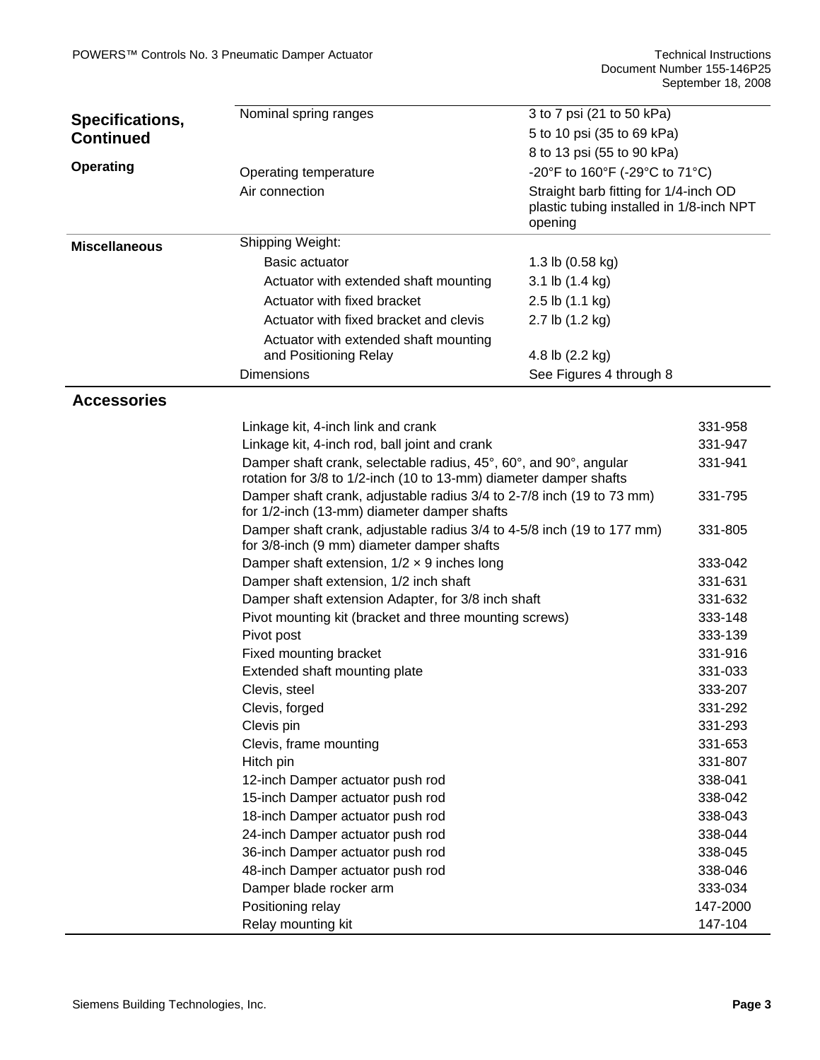## Specifications, Continued

| | | |
|---|---|---|
| **Operating** | Nominal spring ranges | 3 to 7 psi (21 to 50 kPa) |
| | | 5 to 10 psi (35 to 69 kPa) |
| | | 8 to 13 psi (55 to 90 kPa) |
| | Operating temperature | -20°F to 160°F (-29°C to 71°C) |
| | Air connection | Straight barb fitting for 1/4-inch OD plastic tubing installed in 1/8-inch NPT opening |
| **Miscellaneous** | Shipping Weight: | |
| | Basic actuator | 1.3 lb (0.58 kg) |
| | Actuator with extended shaft mounting | 3.1 lb (1.4 kg) |
| | Actuator with fixed bracket | 2.5 lb (1.1 kg) |
| | Actuator with fixed bracket and clevis | 2.7 lb (1.2 kg) |
| | Actuator with extended shaft mounting and Positioning Relay | 4.8 lb (2.2 kg) |
| | Dimensions | See Figures 4 through 8 |

## Accessories

| | |
|---|---|
| Linkage kit, 4-inch link and crank | 331-958 |
| Linkage kit, 4-inch rod, ball joint and crank | 331-947 |
| Damper shaft crank, selectable radius, 45°, 60°, and 90°, angular rotation for 3/8 to 1/2-inch (10 to 13-mm) diameter damper shafts | 331-941 |
| Damper shaft crank, adjustable radius 3/4 to 2-7/8 inch (19 to 73 mm) for 1/2-inch (13-mm) diameter damper shafts | 331-795 |
| Damper shaft crank, adjustable radius 3/4 to 4-5/8 inch (19 to 177 mm) for 3/8-inch (9 mm) diameter damper shafts | 331-805 |
| Damper shaft extension, 1/2 × 9 inches long | 333-042 |
| Damper shaft extension, 1/2 inch shaft | 331-631 |
| Damper shaft extension Adapter, for 3/8 inch shaft | 331-632 |
| Pivot mounting kit (bracket and three mounting screws) | 333-148 |
| Pivot post | 333-139 |
| Fixed mounting bracket | 331-916 |
| Extended shaft mounting plate | 331-033 |
| Clevis, steel | 333-207 |
| Clevis, forged | 331-292 |
| Clevis pin | 331-293 |
| Clevis, frame mounting | 331-653 |
| Hitch pin | 331-807 |
| 12-inch Damper actuator push rod | 338-041 |
| 15-inch Damper actuator push rod | 338-042 |
| 18-inch Damper actuator push rod | 338-043 |
| 24-inch Damper actuator push rod | 338-044 |
| 36-inch Damper actuator push rod | 338-045 |
| 48-inch Damper actuator push rod | 338-046 |
| Damper blade rocker arm | 333-034 |
| Positioning relay | 147-2000 |
| Relay mounting kit | 147-104 |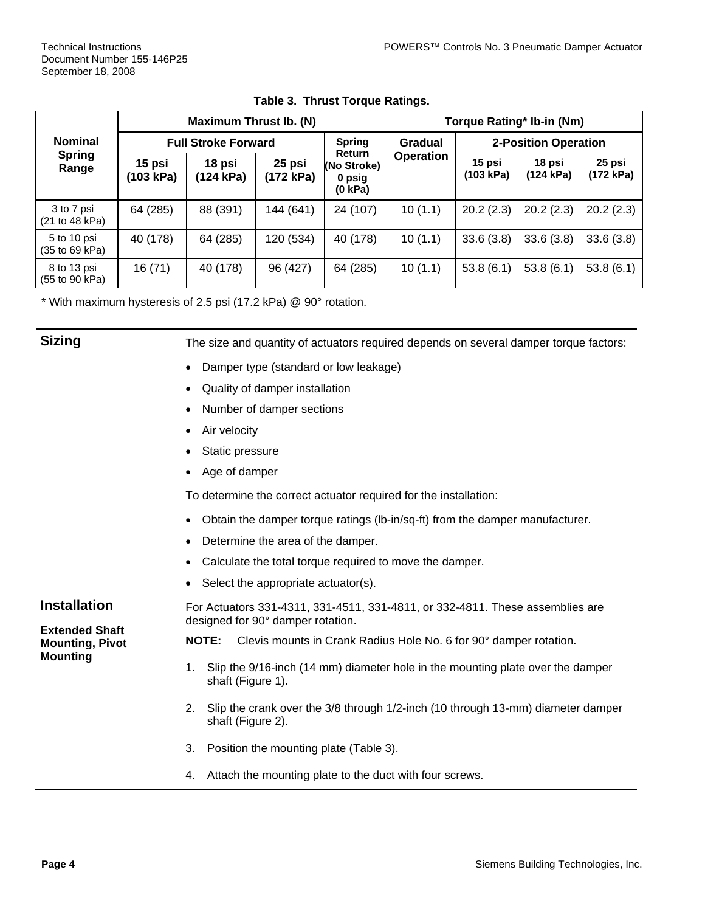Table 3. Thrust Torque Ratings.

| Nominal Spring Range | Maximum Thrust lb. (N) | | | | Torque Rating* lb-in (Nm) | | | |
|---|---|---|---|---|---|---|---|---|
| | Full Stroke Forward | | | Spring Return (No Stroke) 0 psig (0 kPa) | Gradual Operation | 2-Position Operation | | |
| | 15 psi (103 kPa) | 18 psi (124 kPa) | 25 psi (172 kPa) | | | 15 psi (103 kPa) | 18 psi (124 kPa) | 25 psi (172 kPa) |
| 3 to 7 psi (21 to 48 kPa) | 64 (285) | 88 (391) | 144 (641) | 24 (107) | 10 (1.1) | 20.2 (2.3) | 20.2 (2.3) | 20.2 (2.3) |
| 5 to 10 psi (35 to 69 kPa) | 40 (178) | 64 (285) | 120 (534) | 40 (178) | 10 (1.1) | 33.6 (3.8) | 33.6 (3.8) | 33.6 (3.8) |
| 8 to 13 psi (55 to 90 kPa) | 16 (71) | 40 (178) | 96 (427) | 64 (285) | 10 (1.1) | 53.8 (6.1) | 53.8 (6.1) | 53.8 (6.1) |

* With maximum hysteresis of 2.5 psi (17.2 kPa) @ 90° rotation.

## Sizing

The size and quantity of actuators required depends on several damper torque factors:

- Damper type (standard or low leakage)
- Quality of damper installation
- Number of damper sections
- Air velocity
- Static pressure
- Age of damper

To determine the correct actuator required for the installation:

- Obtain the damper torque ratings (lb-in/sq-ft) from the damper manufacturer.
- Determine the area of the damper.
- Calculate the total torque required to move the damper.
- Select the appropriate actuator(s).

## Installation

### Extended Shaft Mounting, Pivot Mounting

For Actuators 331-4311, 331-4511, 331-4811, or 332-4811. These assemblies are designed for 90° damper rotation.

**NOTE:** Clevis mounts in Crank Radius Hole No. 6 for 90° damper rotation.

1. Slip the 9/16-inch (14 mm) diameter hole in the mounting plate over the damper shaft (Figure 1).
2. Slip the crank over the 3/8 through 1/2-inch (10 through 13-mm) diameter damper shaft (Figure 2).
3. Position the mounting plate (Table 3).
4. Attach the mounting plate to the duct with four screws.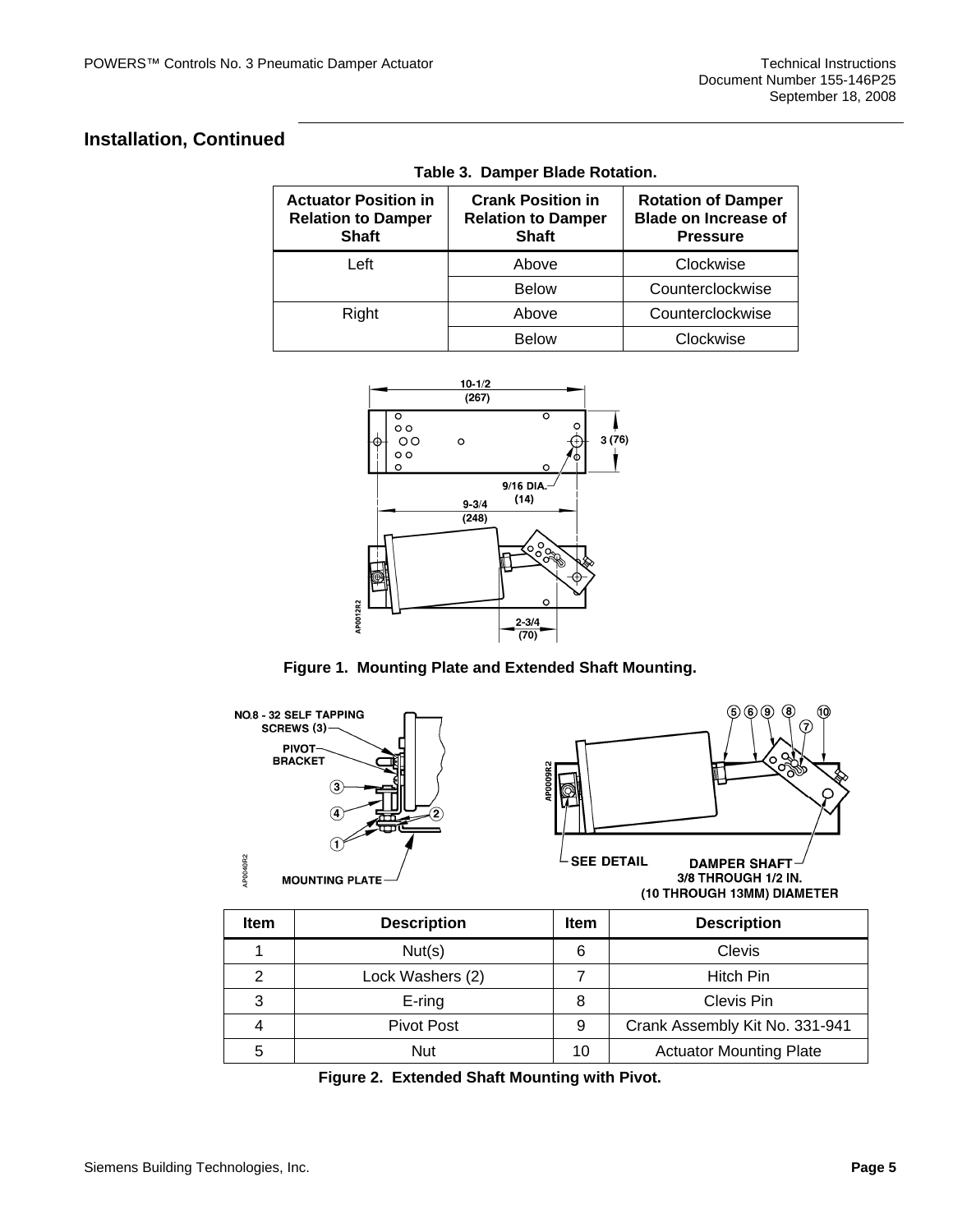## Installation, Continued

**Table 3. Damper Blade Rotation.**

| Actuator Position in Relation to Damper Shaft | Crank Position in Relation to Damper Shaft | Rotation of Damper Blade on Increase of Pressure |
|---|---|---|
| Left | Above | Clockwise |
| | Below | Counterclockwise |
| Right | Above | Counterclockwise |
| | Below | Clockwise |

**Figure 1. Mounting Plate and Extended Shaft Mounting.**

| Item | Description | Item | Description |
|---|---|---|---|
| 1 | Nut(s) | 6 | Clevis |
| 2 | Lock Washers (2) | 7 | Hitch Pin |
| 3 | E-ring | 8 | Clevis Pin |
| 4 | Pivot Post | 9 | Crank Assembly Kit No. 331-941 |
| 5 | Nut | 10 | Actuator Mounting Plate |

**Figure 2. Extended Shaft Mounting with Pivot.**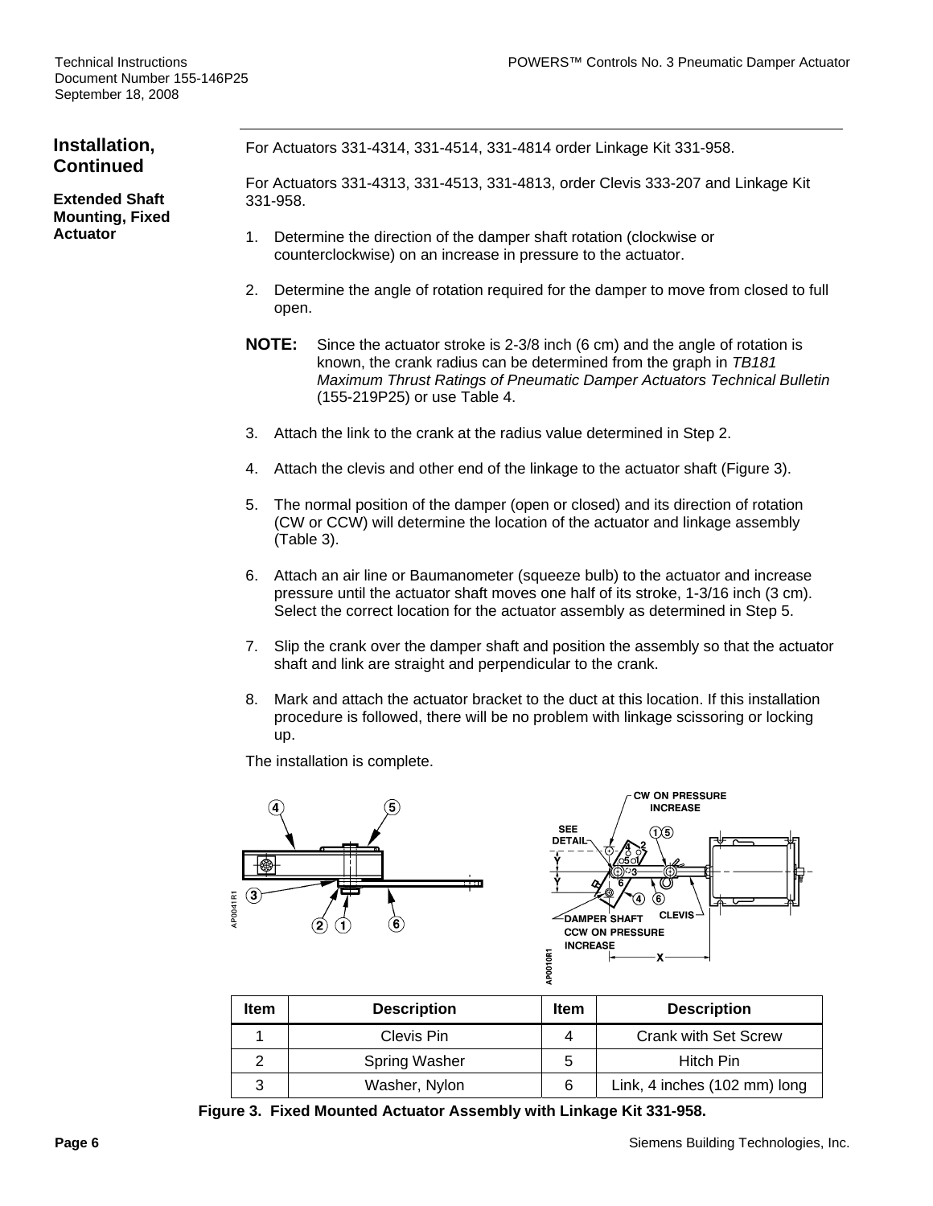## Installation, Continued

### Extended Shaft Mounting, Fixed Actuator

For Actuators 331-4314, 331-4514, 331-4814 order Linkage Kit 331-958.

For Actuators 331-4313, 331-4513, 331-4813, order Clevis 333-207 and Linkage Kit 331-958.

1. Determine the direction of the damper shaft rotation (clockwise or counterclockwise) on an increase in pressure to the actuator.

2. Determine the angle of rotation required for the damper to move from closed to full open.

**NOTE:** Since the actuator stroke is 2-3/8 inch (6 cm) and the angle of rotation is known, the crank radius can be determined from the graph in *TB181 Maximum Thrust Ratings of Pneumatic Damper Actuators Technical Bulletin* (155-219P25) or use Table 4.

3. Attach the link to the crank at the radius value determined in Step 2.

4. Attach the clevis and other end of the linkage to the actuator shaft (Figure 3).

5. The normal position of the damper (open or closed) and its direction of rotation (CW or CCW) will determine the location of the actuator and linkage assembly (Table 3).

6. Attach an air line or Baumanometer (squeeze bulb) to the actuator and increase pressure until the actuator shaft moves one half of its stroke, 1-3/16 inch (3 cm). Select the correct location for the actuator assembly as determined in Step 5.

7. Slip the crank over the damper shaft and position the assembly so that the actuator shaft and link are straight and perpendicular to the crank.

8. Mark and attach the actuator bracket to the duct at this location. If this installation procedure is followed, there will be no problem with linkage scissoring or locking up.

The installation is complete.

| Item | Description | Item | Description |
|---|---|---|---|
| 1 | Clevis Pin | 4 | Crank with Set Screw |
| 2 | Spring Washer | 5 | Hitch Pin |
| 3 | Washer, Nylon | 6 | Link, 4 inches (102 mm) long |

**Figure 3. Fixed Mounted Actuator Assembly with Linkage Kit 331-958.**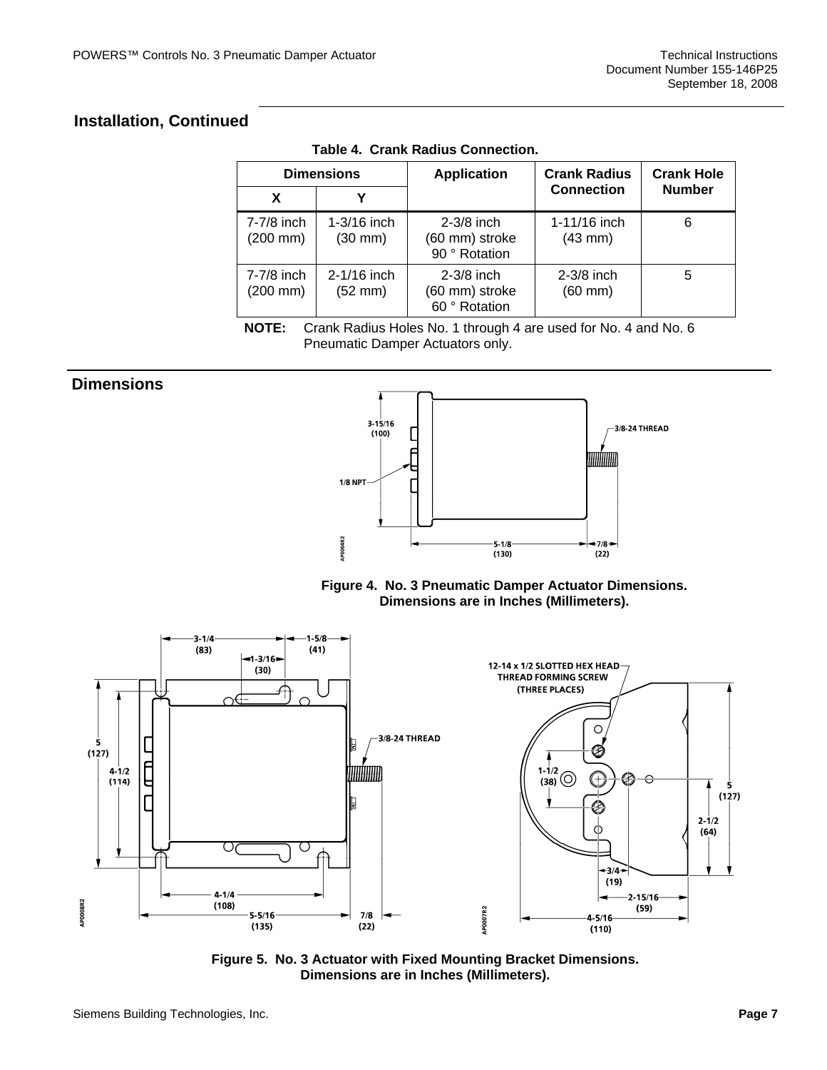## Installation, Continued

**Table 4. Crank Radius Connection.**

| Dimensions | | Application | Crank Radius Connection | Crank Hole Number |
|---|---|---|---|---|
| X | Y | | | |
| 7-7/8 inch (200 mm) | 1-3/16 inch (30 mm) | 2-3/8 inch (60 mm) stroke 90 ° Rotation | 1-11/16 inch (43 mm) | 6 |
| 7-7/8 inch (200 mm) | 2-1/16 inch (52 mm) | 2-3/8 inch (60 mm) stroke 60 ° Rotation | 2-3/8 inch (60 mm) | 5 |

**NOTE:** Crank Radius Holes No. 1 through 4 are used for No. 4 and No. 6 Pneumatic Damper Actuators only.

## Dimensions

**Figure 4. No. 3 Pneumatic Damper Actuator Dimensions. Dimensions are in Inches (Millimeters).**

**Figure 5. No. 3 Actuator with Fixed Mounting Bracket Dimensions. Dimensions are in Inches (Millimeters).**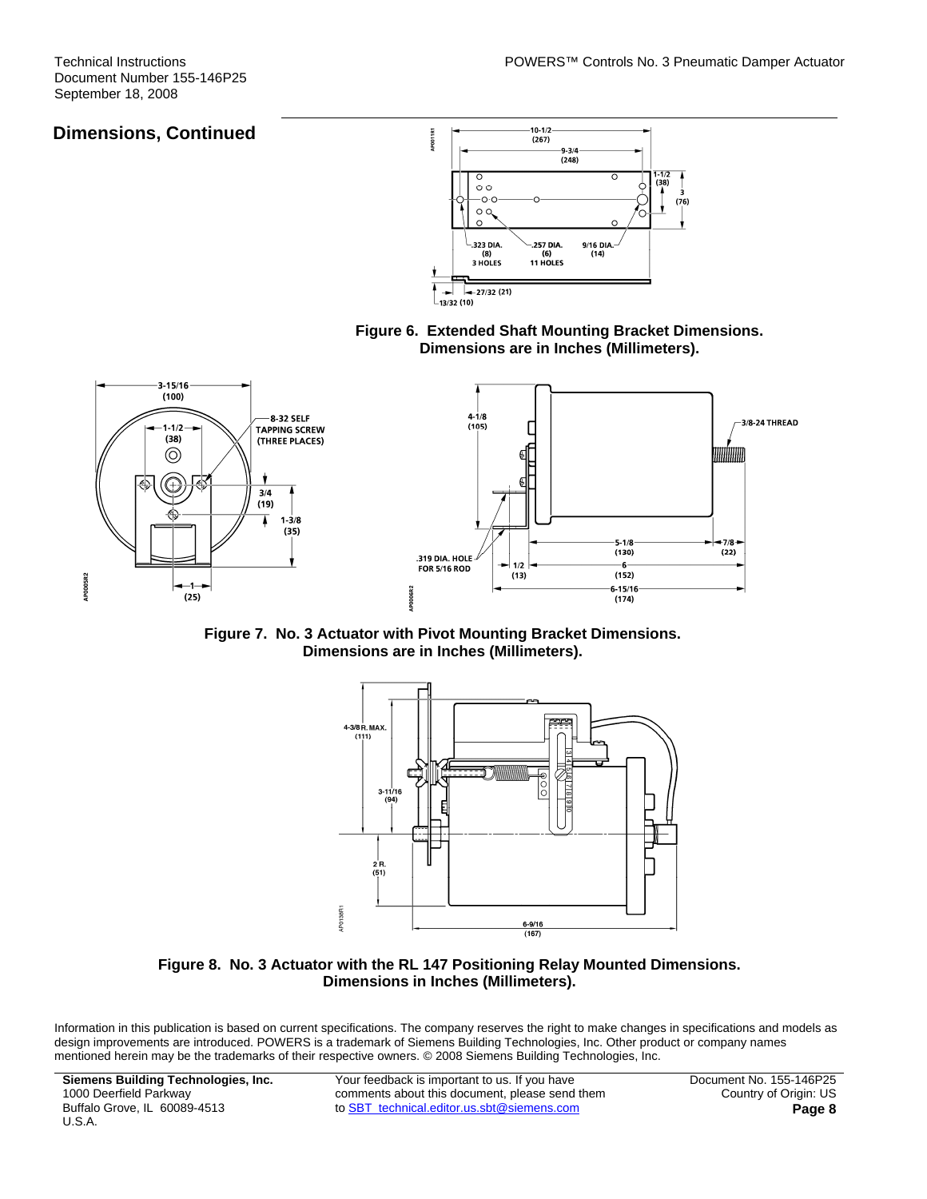## Dimensions, Continued

10-1/2
(267)

9-3/4
(248)

1-1/2
(38)

3
(76)

.323 DIA.
(8)
3 HOLES

.257 DIA.
(6)
11 HOLES

9/16 DIA.
(14)

27/32 (21)

13/32 (10)

**Figure 6. Extended Shaft Mounting Bracket Dimensions. Dimensions are in Inches (Millimeters).**

3-15/16
(100)

1-1/2
(38)

8-32 SELF TAPPING SCREW (THREE PLACES)

3/4
(19)

1-3/8
(35)

1
(25)

4-1/8
(105)

3/8-24 THREAD

.319 DIA. HOLE FOR 5/16 ROD

1/2
(13)

5-1/8
(130)

7/8
(22)

6
(152)

6-15/16
(174)

**Figure 7. No. 3 Actuator with Pivot Mounting Bracket Dimensions. Dimensions are in Inches (Millimeters).**

4-3/8 R. MAX.
(111)

3-11/16
(94)

2 R.
(51)

6-9/16
(167)

**Figure 8. No. 3 Actuator with the RL 147 Positioning Relay Mounted Dimensions. Dimensions in Inches (Millimeters).**

Information in this publication is based on current specifications. The company reserves the right to make changes in specifications and models as design improvements are introduced. POWERS is a trademark of Siemens Building Technologies, Inc. Other product or company names mentioned herein may be the trademarks of their respective owners. © 2008 Siemens Building Technologies, Inc.

**Siemens Building Technologies, Inc.**
1000 Deerfield Parkway
Buffalo Grove, IL 60089-4513
U.S.A.

Your feedback is important to us. If you have comments about this document, please send them to SBT_technical.editor.us.sbt@siemens.com

Document No. 155-146P25
Country of Origin: US